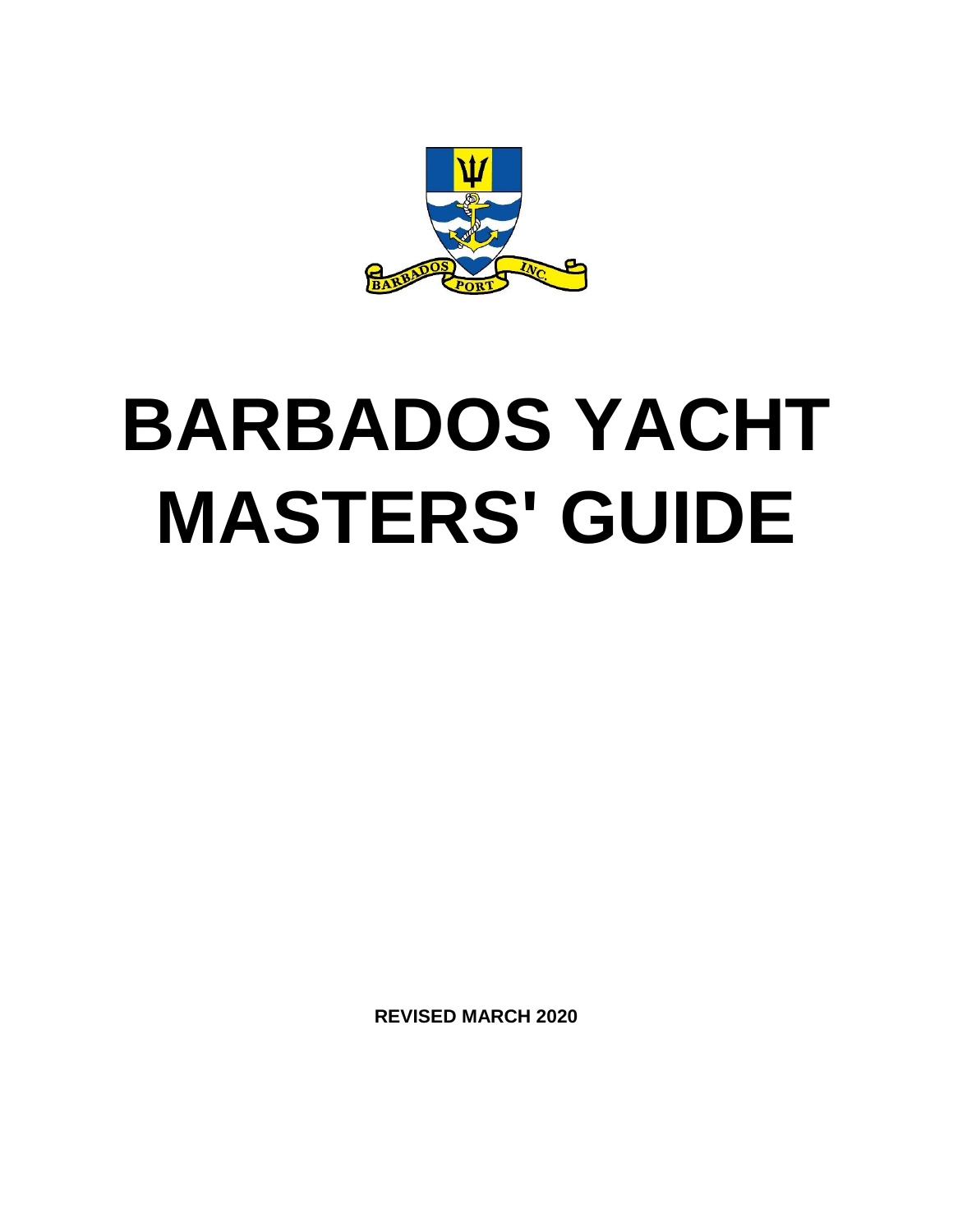# BARBADOS YACHT MASTERS' GUIDE

**REVISED MARCH 2020**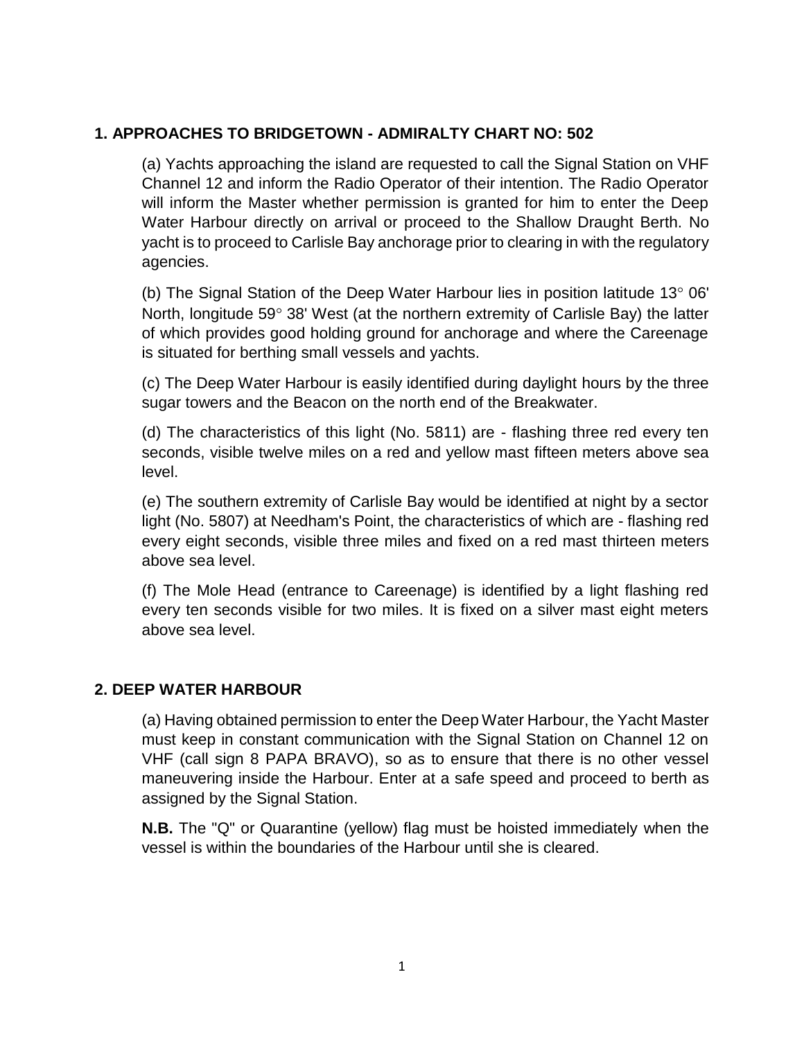## 1. APPROACHES TO BRIDGETOWN - ADMIRALTY CHART NO: 502

(a) Yachts approaching the island are requested to call the Signal Station on VHF Channel 12 and inform the Radio Operator of their intention. The Radio Operator will inform the Master whether permission is granted for him to enter the Deep Water Harbour directly on arrival or proceed to the Shallow Draught Berth. No yacht is to proceed to Carlisle Bay anchorage prior to clearing in with the regulatory agencies.

(b) The Signal Station of the Deep Water Harbour lies in position latitude 13° 06' North, longitude 59° 38' West (at the northern extremity of Carlisle Bay) the latter of which provides good holding ground for anchorage and where the Careenage is situated for berthing small vessels and yachts.

(c) The Deep Water Harbour is easily identified during daylight hours by the three sugar towers and the Beacon on the north end of the Breakwater.

(d) The characteristics of this light (No. 5811) are - flashing three red every ten seconds, visible twelve miles on a red and yellow mast fifteen meters above sea level.

(e) The southern extremity of Carlisle Bay would be identified at night by a sector light (No. 5807) at Needham's Point, the characteristics of which are - flashing red every eight seconds, visible three miles and fixed on a red mast thirteen meters above sea level.

(f) The Mole Head (entrance to Careenage) is identified by a light flashing red every ten seconds visible for two miles. It is fixed on a silver mast eight meters above sea level.

## 2. DEEP WATER HARBOUR

(a) Having obtained permission to enter the Deep Water Harbour, the Yacht Master must keep in constant communication with the Signal Station on Channel 12 on VHF (call sign 8 PAPA BRAVO), so as to ensure that there is no other vessel maneuvering inside the Harbour. Enter at a safe speed and proceed to berth as assigned by the Signal Station.

**N.B.** The "Q" or Quarantine (yellow) flag must be hoisted immediately when the vessel is within the boundaries of the Harbour until she is cleared.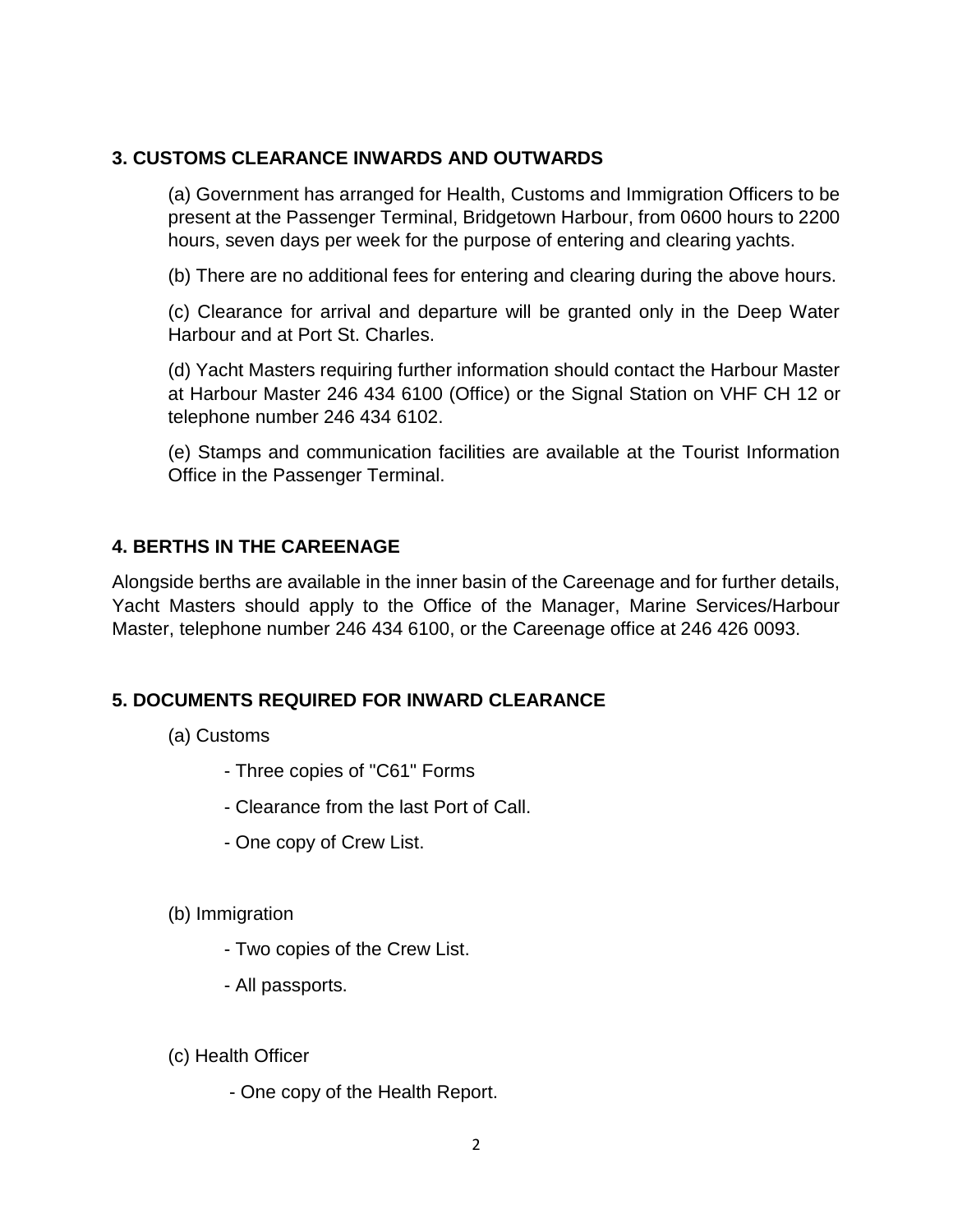## 3. CUSTOMS CLEARANCE INWARDS AND OUTWARDS

(a) Government has arranged for Health, Customs and Immigration Officers to be present at the Passenger Terminal, Bridgetown Harbour, from 0600 hours to 2200 hours, seven days per week for the purpose of entering and clearing yachts.

(b) There are no additional fees for entering and clearing during the above hours.

(c) Clearance for arrival and departure will be granted only in the Deep Water Harbour and at Port St. Charles.

(d) Yacht Masters requiring further information should contact the Harbour Master at Harbour Master 246 434 6100 (Office) or the Signal Station on VHF CH 12 or telephone number 246 434 6102.

(e) Stamps and communication facilities are available at the Tourist Information Office in the Passenger Terminal.

## 4. BERTHS IN THE CAREENAGE

Alongside berths are available in the inner basin of the Careenage and for further details, Yacht Masters should apply to the Office of the Manager, Marine Services/Harbour Master, telephone number 246 434 6100, or the Careenage office at 246 426 0093.

## 5. DOCUMENTS REQUIRED FOR INWARD CLEARANCE

(a) Customs

- Three copies of "C61" Forms
- Clearance from the last Port of Call.
- One copy of Crew List.

(b) Immigration

- Two copies of the Crew List.
- All passports.

(c) Health Officer

- One copy of the Health Report.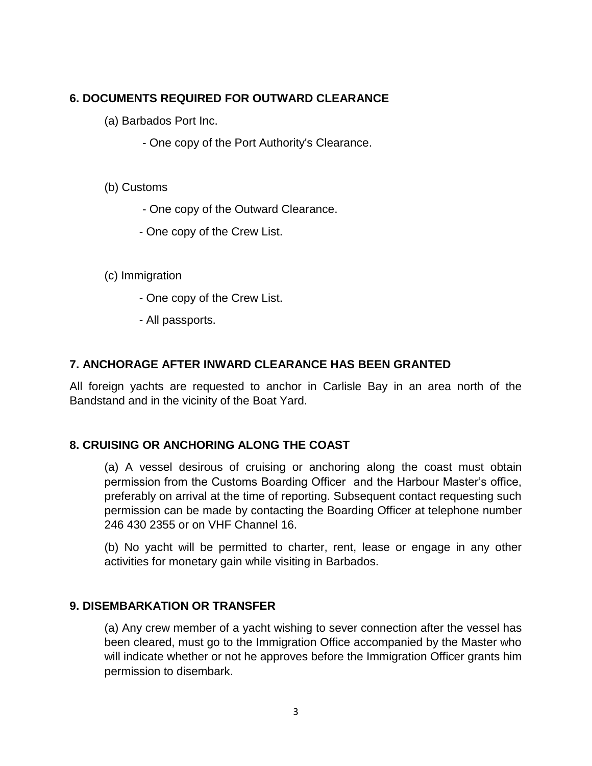## 6. DOCUMENTS REQUIRED FOR OUTWARD CLEARANCE

(a) Barbados Port Inc.

- One copy of the Port Authority's Clearance.

(b) Customs

- One copy of the Outward Clearance.
- One copy of the Crew List.

(c) Immigration

- One copy of the Crew List.
- All passports.

## 7. ANCHORAGE AFTER INWARD CLEARANCE HAS BEEN GRANTED

All foreign yachts are requested to anchor in Carlisle Bay in an area north of the Bandstand and in the vicinity of the Boat Yard.

## 8. CRUISING OR ANCHORING ALONG THE COAST

(a) A vessel desirous of cruising or anchoring along the coast must obtain permission from the Customs Boarding Officer and the Harbour Master's office, preferably on arrival at the time of reporting. Subsequent contact requesting such permission can be made by contacting the Boarding Officer at telephone number 246 430 2355 or on VHF Channel 16.

(b) No yacht will be permitted to charter, rent, lease or engage in any other activities for monetary gain while visiting in Barbados.

## 9. DISEMBARKATION OR TRANSFER

(a) Any crew member of a yacht wishing to sever connection after the vessel has been cleared, must go to the Immigration Office accompanied by the Master who will indicate whether or not he approves before the Immigration Officer grants him permission to disembark.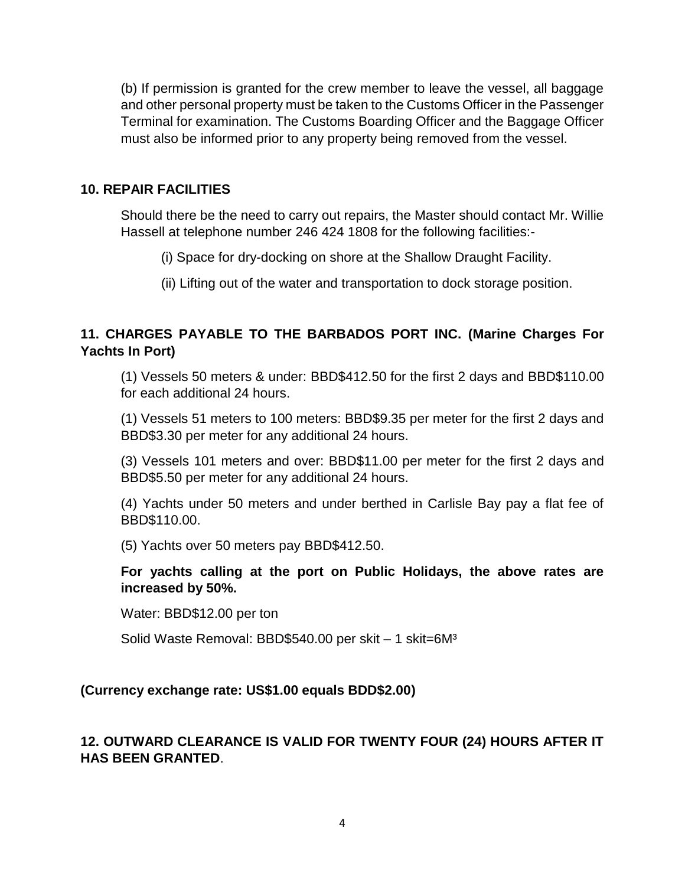(b) If permission is granted for the crew member to leave the vessel, all baggage and other personal property must be taken to the Customs Officer in the Passenger Terminal for examination. The Customs Boarding Officer and the Baggage Officer must also be informed prior to any property being removed from the vessel.

## 10. REPAIR FACILITIES

Should there be the need to carry out repairs, the Master should contact Mr. Willie Hassell at telephone number 246 424 1808 for the following facilities:-

(i) Space for dry-docking on shore at the Shallow Draught Facility.

(ii) Lifting out of the water and transportation to dock storage position.

## 11. CHARGES PAYABLE TO THE BARBADOS PORT INC. (Marine Charges For Yachts In Port)

(1) Vessels 50 meters & under: BBD$412.50 for the first 2 days and BBD$110.00 for each additional 24 hours.

(1) Vessels 51 meters to 100 meters: BBD$9.35 per meter for the first 2 days and BBD$3.30 per meter for any additional 24 hours.

(3) Vessels 101 meters and over: BBD$11.00 per meter for the first 2 days and BBD$5.50 per meter for any additional 24 hours.

(4) Yachts under 50 meters and under berthed in Carlisle Bay pay a flat fee of BBD$110.00.

(5) Yachts over 50 meters pay BBD$412.50.

**For yachts calling at the port on Public Holidays, the above rates are increased by 50%.**

Water: BBD$12.00 per ton

Solid Waste Removal: BBD$540.00 per skit – 1 skit=6M$^3$

**(Currency exchange rate: US$1.00 equals BDD$2.00)**

## 12. OUTWARD CLEARANCE IS VALID FOR TWENTY FOUR (24) HOURS AFTER IT HAS BEEN GRANTED.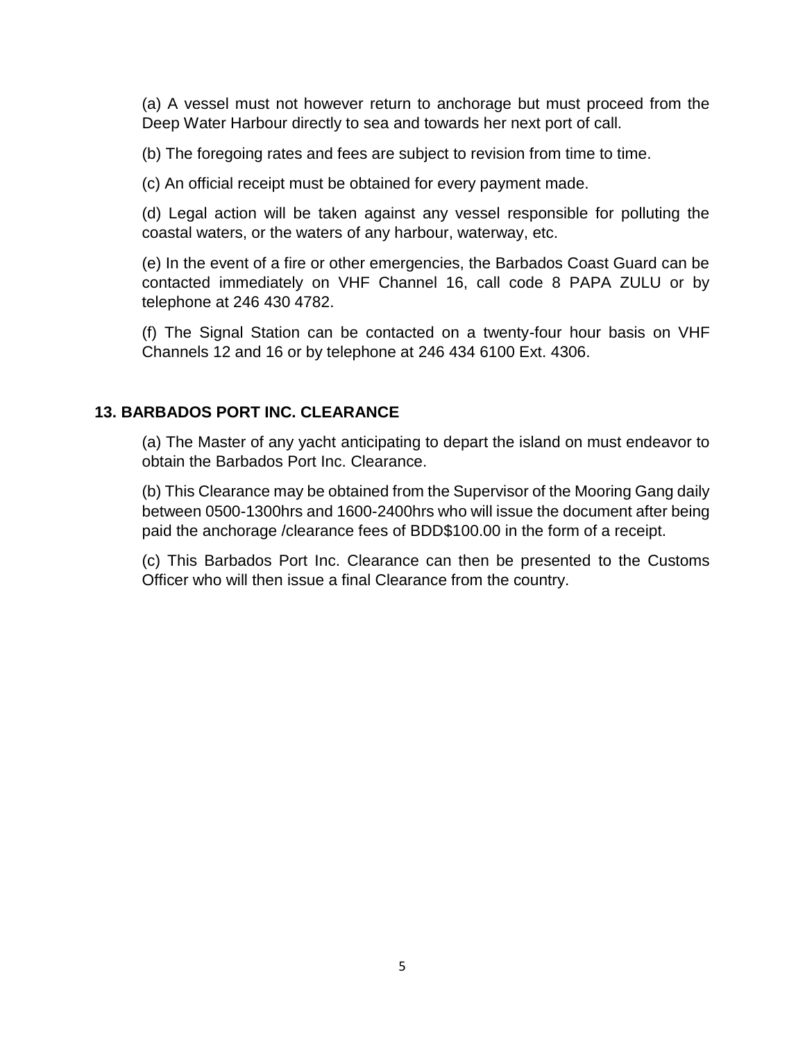(a) A vessel must not however return to anchorage but must proceed from the Deep Water Harbour directly to sea and towards her next port of call.

(b) The foregoing rates and fees are subject to revision from time to time.

(c) An official receipt must be obtained for every payment made.

(d) Legal action will be taken against any vessel responsible for polluting the coastal waters, or the waters of any harbour, waterway, etc.

(e) In the event of a fire or other emergencies, the Barbados Coast Guard can be contacted immediately on VHF Channel 16, call code 8 PAPA ZULU or by telephone at 246 430 4782.

(f) The Signal Station can be contacted on a twenty-four hour basis on VHF Channels 12 and 16 or by telephone at 246 434 6100 Ext. 4306.

## 13. BARBADOS PORT INC. CLEARANCE

(a) The Master of any yacht anticipating to depart the island on must endeavor to obtain the Barbados Port Inc. Clearance.

(b) This Clearance may be obtained from the Supervisor of the Mooring Gang daily between 0500-1300hrs and 1600-2400hrs who will issue the document after being paid the anchorage /clearance fees of BDD$100.00 in the form of a receipt.

(c) This Barbados Port Inc. Clearance can then be presented to the Customs Officer who will then issue a final Clearance from the country.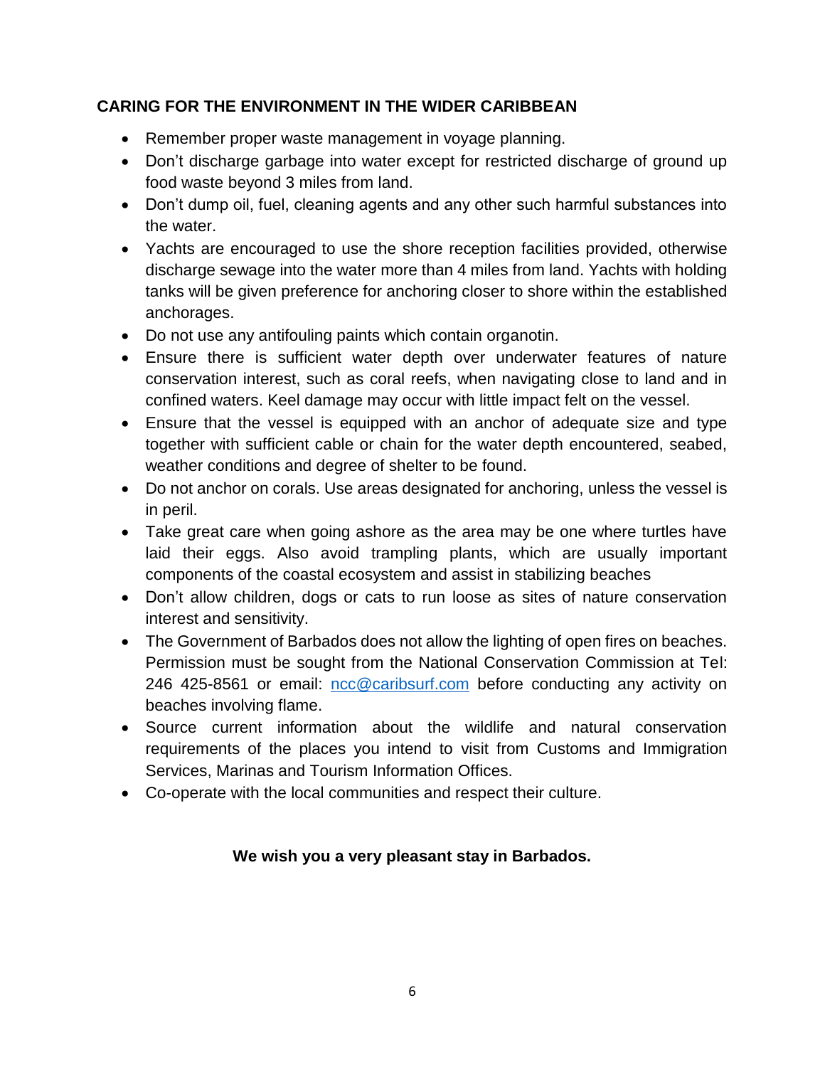**CARING FOR THE ENVIRONMENT IN THE WIDER CARIBBEAN**

- Remember proper waste management in voyage planning.
- Don't discharge garbage into water except for restricted discharge of ground up food waste beyond 3 miles from land.
- Don't dump oil, fuel, cleaning agents and any other such harmful substances into the water.
- Yachts are encouraged to use the shore reception facilities provided, otherwise discharge sewage into the water more than 4 miles from land. Yachts with holding tanks will be given preference for anchoring closer to shore within the established anchorages.
- Do not use any antifouling paints which contain organotin.
- Ensure there is sufficient water depth over underwater features of nature conservation interest, such as coral reefs, when navigating close to land and in confined waters. Keel damage may occur with little impact felt on the vessel.
- Ensure that the vessel is equipped with an anchor of adequate size and type together with sufficient cable or chain for the water depth encountered, seabed, weather conditions and degree of shelter to be found.
- Do not anchor on corals. Use areas designated for anchoring, unless the vessel is in peril.
- Take great care when going ashore as the area may be one where turtles have laid their eggs. Also avoid trampling plants, which are usually important components of the coastal ecosystem and assist in stabilizing beaches
- Don't allow children, dogs or cats to run loose as sites of nature conservation interest and sensitivity.
- The Government of Barbados does not allow the lighting of open fires on beaches. Permission must be sought from the National Conservation Commission at Tel: 246 425-8561 or email: ncc@caribsurf.com before conducting any activity on beaches involving flame.
- Source current information about the wildlife and natural conservation requirements of the places you intend to visit from Customs and Immigration Services, Marinas and Tourism Information Offices.
- Co-operate with the local communities and respect their culture.

**We wish you a very pleasant stay in Barbados.**